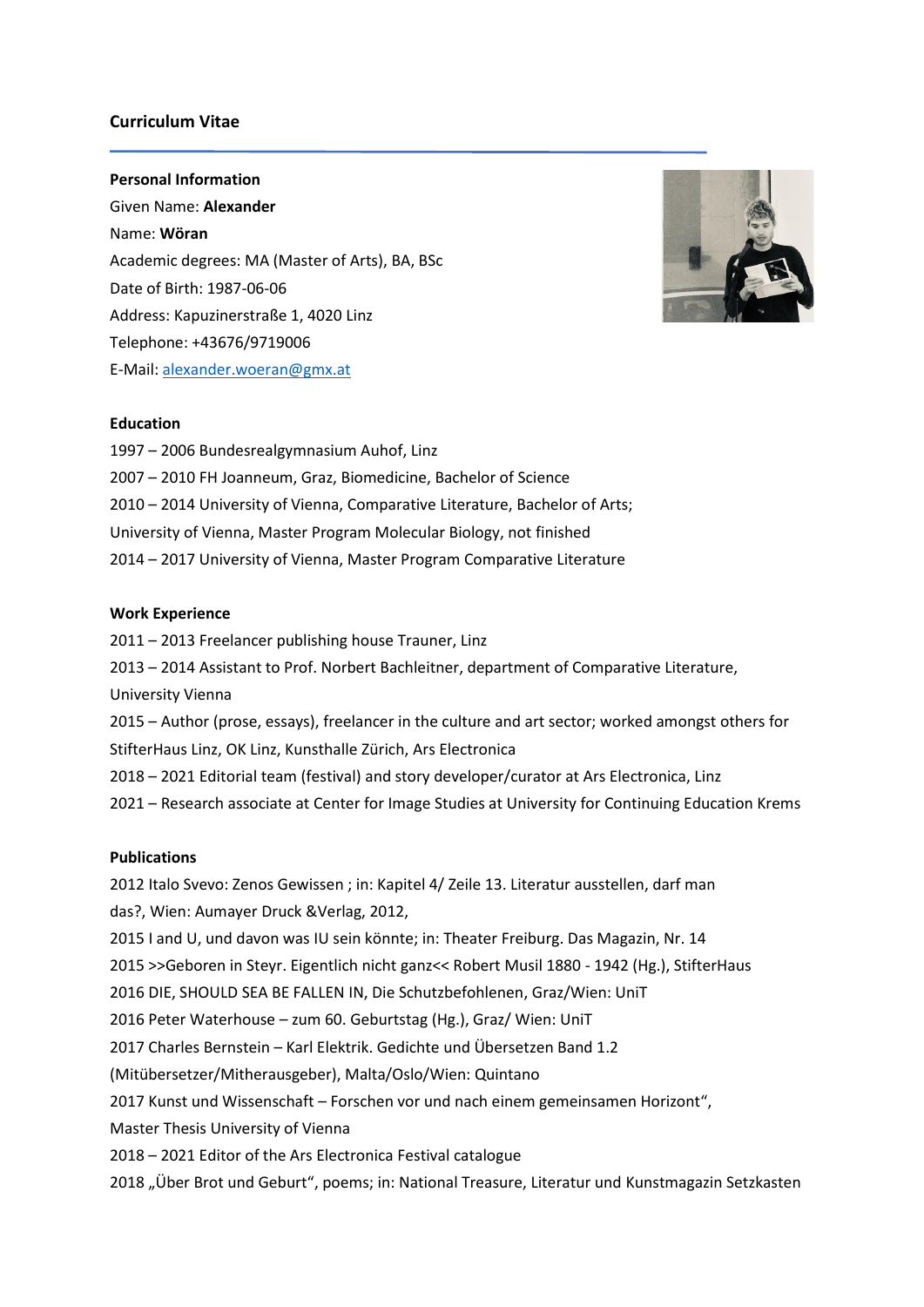# Curriculum Vitae

## Personal Information

Given Name: **Alexander**
Name: **Wöran**
Academic degrees: MA (Master of Arts), BA, BSc
Date of Birth: 1987-06-06
Address: Kapuzinerstraße 1, 4020 Linz
Telephone: +43676/9719006
E-Mail: alexander.woeran@gmx.at

## Education

1997 – 2006 Bundesrealgymnasium Auhof, Linz
2007 – 2010 FH Joanneum, Graz, Biomedicine, Bachelor of Science
2010 – 2014 University of Vienna, Comparative Literature, Bachelor of Arts;
University of Vienna, Master Program Molecular Biology, not finished
2014 – 2017 University of Vienna, Master Program Comparative Literature

## Work Experience

2011 – 2013 Freelancer publishing house Trauner, Linz
2013 – 2014 Assistant to Prof. Norbert Bachleitner, department of Comparative Literature, University Vienna
2015 – Author (prose, essays), freelancer in the culture and art sector; worked amongst others for StifterHaus Linz, OK Linz, Kunsthalle Zürich, Ars Electronica
2018 – 2021 Editorial team (festival) and story developer/curator at Ars Electronica, Linz
2021 – Research associate at Center for Image Studies at University for Continuing Education Krems

## Publications

2012 Italo Svevo: Zenos Gewissen ; in: Kapitel 4/ Zeile 13. Literatur ausstellen, darf man das?, Wien: Aumayer Druck &Verlag, 2012,
2015 I and U, und davon was IU sein könnte; in: Theater Freiburg. Das Magazin, Nr. 14
2015 >>Geboren in Steyr. Eigentlich nicht ganz<< Robert Musil 1880 - 1942 (Hg.), StifterHaus
2016 DIE, SHOULD SEA BE FALLEN IN, Die Schutzbefohlenen, Graz/Wien: UniT
2016 Peter Waterhouse – zum 60. Geburtstag (Hg.), Graz/ Wien: UniT
2017 Charles Bernstein – Karl Elektrik. Gedichte und Übersetzen Band 1.2 (Mitübersetzer/Mitherausgeber), Malta/Oslo/Wien: Quintano
2017 Kunst und Wissenschaft – Forschen vor und nach einem gemeinsamen Horizont“, Master Thesis University of Vienna
2018 – 2021 Editor of the Ars Electronica Festival catalogue
2018 „Über Brot und Geburt“, poems; in: National Treasure, Literatur und Kunstmagazin Setzkasten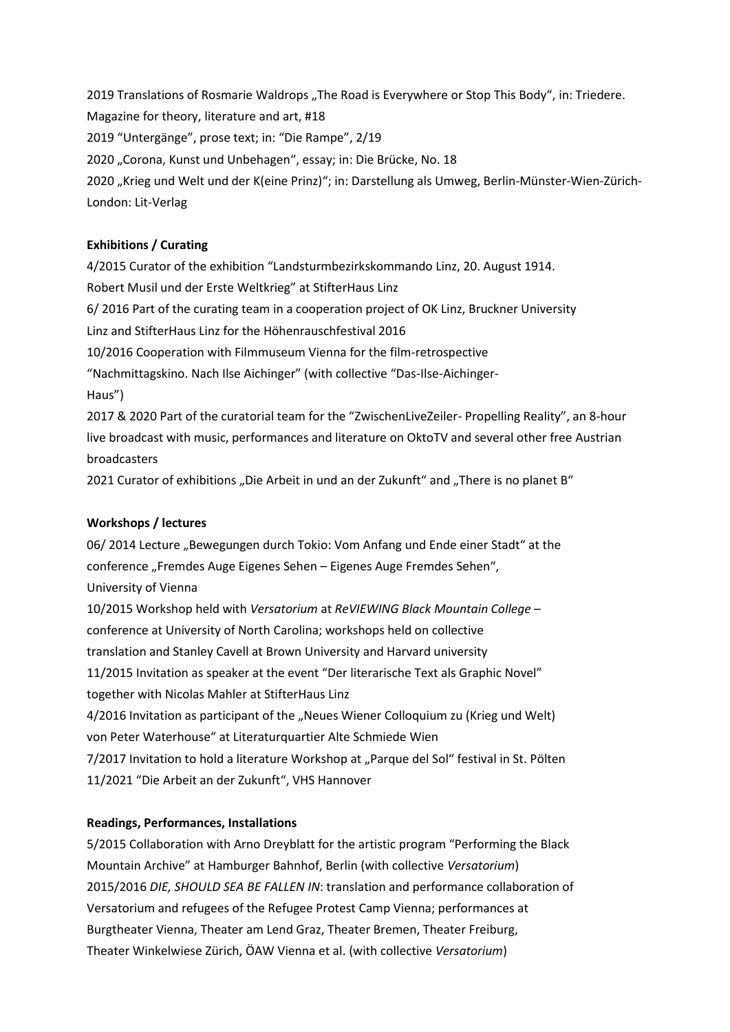2019 Translations of Rosmarie Waldrops „The Road is Everywhere or Stop This Body", in: Triedere. Magazine for theory, literature and art, #18

2019 "Untergänge", prose text; in: "Die Rampe", 2/19

2020 „Corona, Kunst und Unbehagen", essay; in: Die Brücke, No. 18

2020 „Krieg und Welt und der K(eine Prinz)"; in: Darstellung als Umweg, Berlin-Münster-Wien-Zürich-London: Lit-Verlag

**Exhibitions / Curating**

4/2015 Curator of the exhibition "Landsturmbezirkskommando Linz, 20. August 1914. Robert Musil und der Erste Weltkrieg" at StifterHaus Linz

6/ 2016 Part of the curating team in a cooperation project of OK Linz, Bruckner University Linz and StifterHaus Linz for the Höhenrauschfestival 2016

10/2016 Cooperation with Filmmuseum Vienna for the film-retrospective "Nachmittagskino. Nach Ilse Aichinger" (with collective "Das-Ilse-Aichinger-Haus")

2017 & 2020 Part of the curatorial team for the "ZwischenLiveZeiler- Propelling Reality", an 8-hour live broadcast with music, performances and literature on OktoTV and several other free Austrian broadcasters

2021 Curator of exhibitions „Die Arbeit in und an der Zukunft" and „There is no planet B"

**Workshops / lectures**

06/ 2014 Lecture „Bewegungen durch Tokio: Vom Anfang und Ende einer Stadt" at the conference „Fremdes Auge Eigenes Sehen – Eigenes Auge Fremdes Sehen", University of Vienna

10/2015 Workshop held with *Versatorium* at *ReVIEWING Black Mountain College* – conference at University of North Carolina; workshops held on collective translation and Stanley Cavell at Brown University and Harvard university

11/2015 Invitation as speaker at the event "Der literarische Text als Graphic Novel" together with Nicolas Mahler at StifterHaus Linz

4/2016 Invitation as participant of the „Neues Wiener Colloquium zu (Krieg und Welt) von Peter Waterhouse" at Literaturquartier Alte Schmiede Wien

7/2017 Invitation to hold a literature Workshop at „Parque del Sol" festival in St. Pölten

11/2021 "Die Arbeit an der Zukunft", VHS Hannover

**Readings, Performances, Installations**

5/2015 Collaboration with Arno Dreyblatt for the artistic program "Performing the Black Mountain Archive" at Hamburger Bahnhof, Berlin (with collective *Versatorium*)

2015/2016 *DIE, SHOULD SEA BE FALLEN IN*: translation and performance collaboration of Versatorium and refugees of the Refugee Protest Camp Vienna; performances at Burgtheater Vienna, Theater am Lend Graz, Theater Bremen, Theater Freiburg, Theater Winkelwiese Zürich, ÖAW Vienna et al. (with collective *Versatorium*)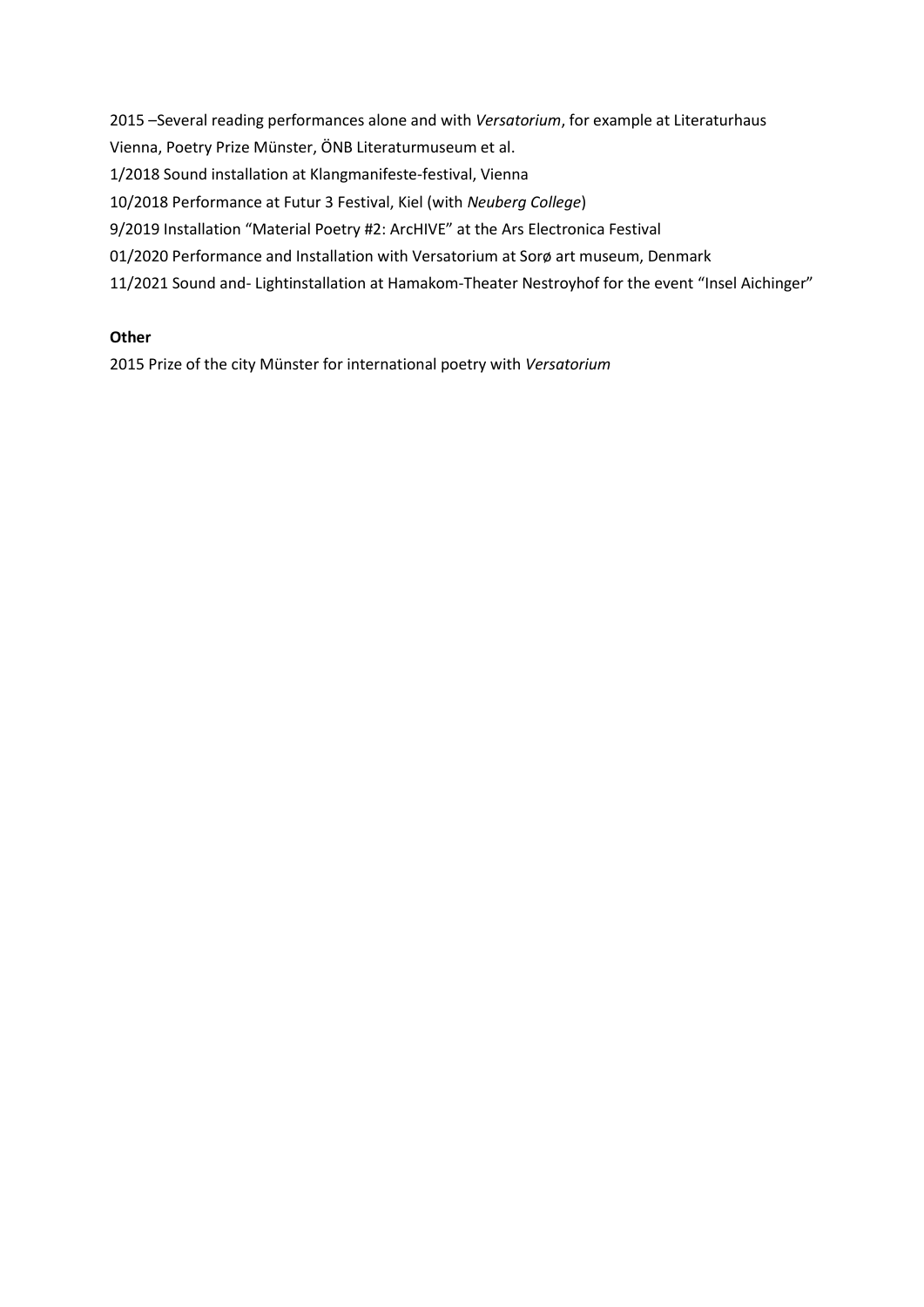2015 –Several reading performances alone and with *Versatorium*, for example at Literaturhaus Vienna, Poetry Prize Münster, ÖNB Literaturmuseum et al.

1/2018 Sound installation at Klangmanifeste-festival, Vienna

10/2018 Performance at Futur 3 Festival, Kiel (with *Neuberg College*)

9/2019 Installation "Material Poetry #2: ArcHIVE" at the Ars Electronica Festival

01/2020 Performance and Installation with Versatorium at Sorø art museum, Denmark

11/2021 Sound and- Lightinstallation at Hamakom-Theater Nestroyhof for the event "Insel Aichinger"

**Other**

2015 Prize of the city Münster for international poetry with *Versatorium*